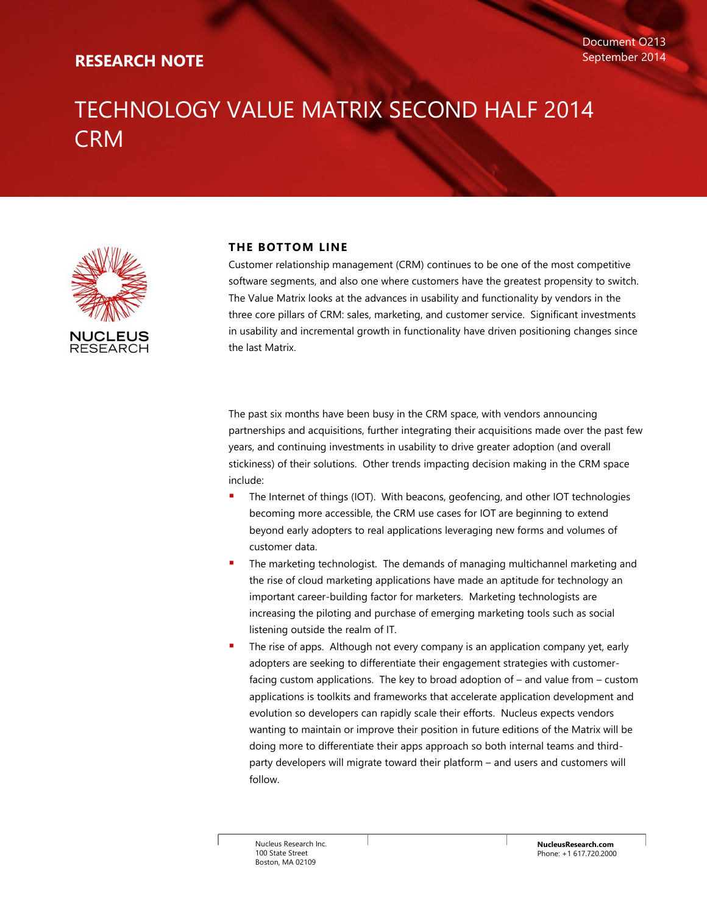**RESEARCH NOTE**

Document O213
September 2014

# TECHNOLOGY VALUE MATRIX SECOND HALF 2014 CRM

NUCLEUS RESEARCH

## THE BOTTOM LINE

Customer relationship management (CRM) continues to be one of the most competitive software segments, and also one where customers have the greatest propensity to switch. The Value Matrix looks at the advances in usability and functionality by vendors in the three core pillars of CRM: sales, marketing, and customer service. Significant investments in usability and incremental growth in functionality have driven positioning changes since the last Matrix.

The past six months have been busy in the CRM space, with vendors announcing partnerships and acquisitions, further integrating their acquisitions made over the past few years, and continuing investments in usability to drive greater adoption (and overall stickiness) of their solutions. Other trends impacting decision making in the CRM space include:

- The Internet of things (IOT). With beacons, geofencing, and other IOT technologies becoming more accessible, the CRM use cases for IOT are beginning to extend beyond early adopters to real applications leveraging new forms and volumes of customer data.
- The marketing technologist. The demands of managing multichannel marketing and the rise of cloud marketing applications have made an aptitude for technology an important career-building factor for marketers. Marketing technologists are increasing the piloting and purchase of emerging marketing tools such as social listening outside the realm of IT.
- The rise of apps. Although not every company is an application company yet, early adopters are seeking to differentiate their engagement strategies with customer-facing custom applications. The key to broad adoption of – and value from – custom applications is toolkits and frameworks that accelerate application development and evolution so developers can rapidly scale their efforts. Nucleus expects vendors wanting to maintain or improve their position in future editions of the Matrix will be doing more to differentiate their apps approach so both internal teams and third-party developers will migrate toward their platform – and users and customers will follow.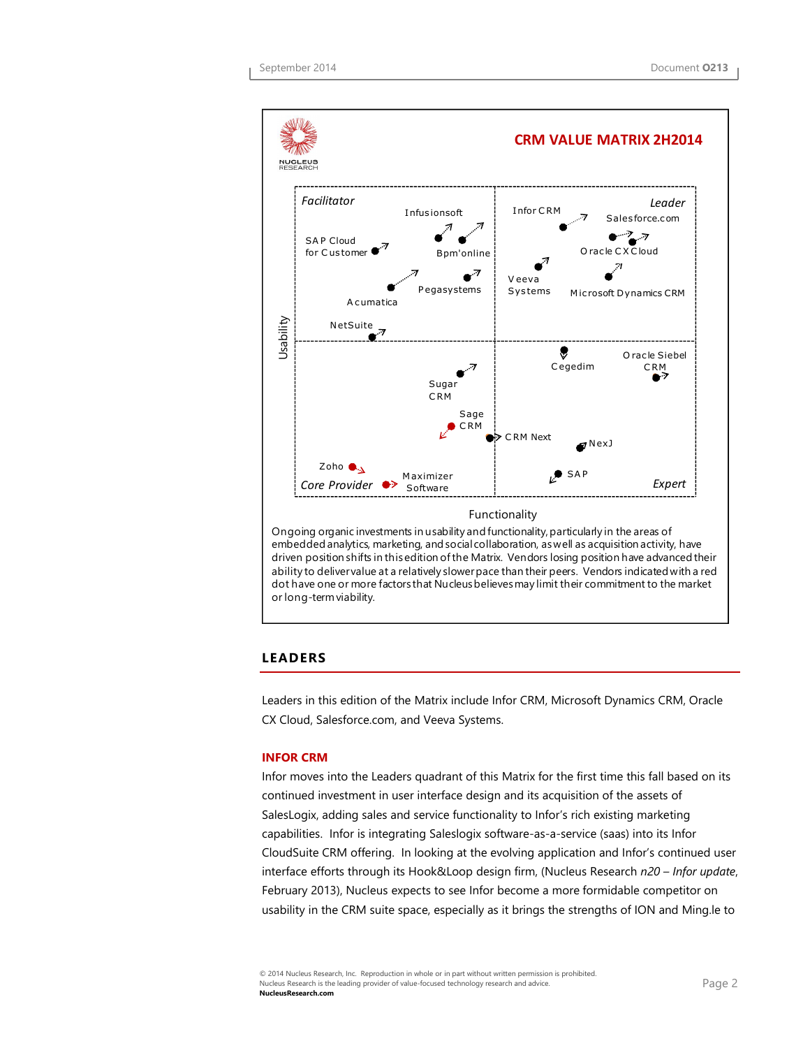**CRM VALUE MATRIX 2H2014**

*Facilitator* | *Leader* | *Core Provider* | *Expert*

Usability / Functionality

Infusionsoft, SAP Cloud for Customer, Bpm'online, Pegasystems, Acumatica, NetSuite, Infor CRM, Salesforce.com, Oracle CX Cloud, Veeva Systems, Microsoft Dynamics CRM, Cegedim, Oracle Siebel CRM, Sugar CRM, Sage CRM, CRM Next, NexJ, Zoho, Maximizer Software, SAP

Ongoing organic investments in usability and functionality, particularly in the areas of embedded analytics, marketing, and social collaboration, as well as acquisition activity, have driven position shifts in this edition of the Matrix. Vendors losing position have advanced their ability to deliver value at a relatively slower pace than their peers. Vendors indicated with a red dot have one or more factors that Nucleus believes may limit their commitment to the market or long-term viability.

## LEADERS

Leaders in this edition of the Matrix include Infor CRM, Microsoft Dynamics CRM, Oracle CX Cloud, Salesforce.com, and Veeva Systems.

### INFOR CRM

Infor moves into the Leaders quadrant of this Matrix for the first time this fall based on its continued investment in user interface design and its acquisition of the assets of SalesLogix, adding sales and service functionality to Infor's rich existing marketing capabilities. Infor is integrating Saleslogix software-as-a-service (saas) into its Infor CloudSuite CRM offering. In looking at the evolving application and Infor's continued user interface efforts through its Hook&Loop design firm, (Nucleus Research *n20 – Infor update*, February 2013), Nucleus expects to see Infor become a more formidable competitor on usability in the CRM suite space, especially as it brings the strengths of ION and Ming.le to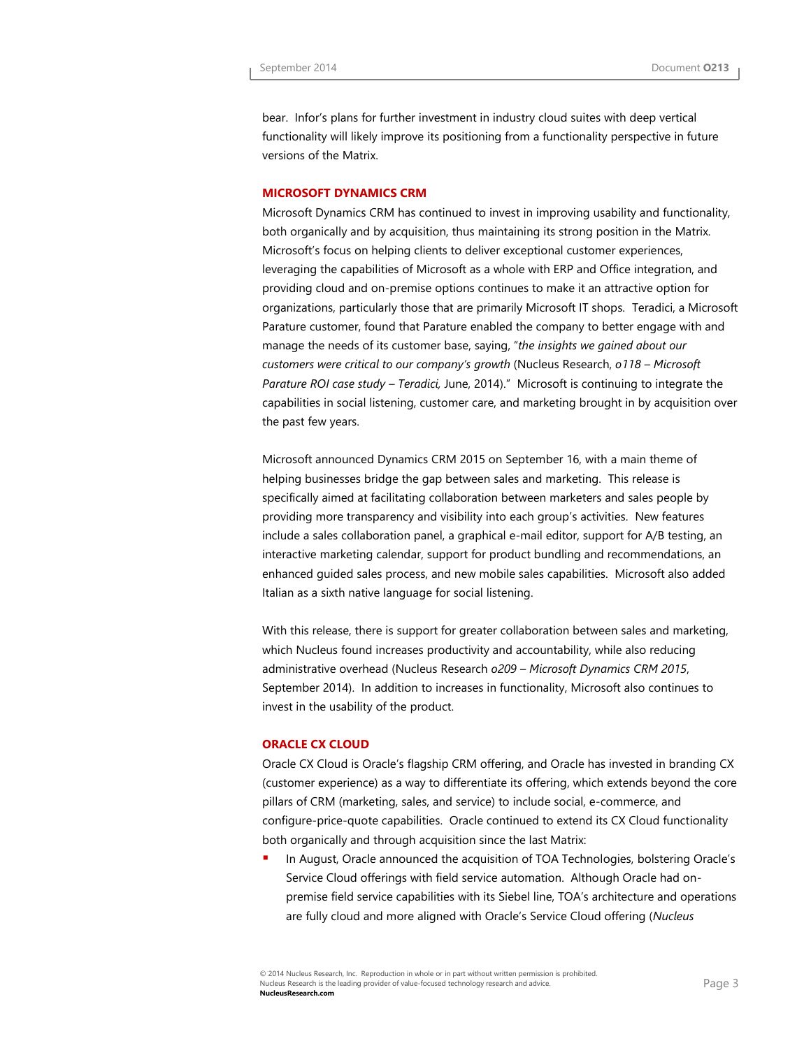bear. Infor's plans for further investment in industry cloud suites with deep vertical functionality will likely improve its positioning from a functionality perspective in future versions of the Matrix.

### MICROSOFT DYNAMICS CRM

Microsoft Dynamics CRM has continued to invest in improving usability and functionality, both organically and by acquisition, thus maintaining its strong position in the Matrix. Microsoft's focus on helping clients to deliver exceptional customer experiences, leveraging the capabilities of Microsoft as a whole with ERP and Office integration, and providing cloud and on-premise options continues to make it an attractive option for organizations, particularly those that are primarily Microsoft IT shops. Teradici, a Microsoft Parature customer, found that Parature enabled the company to better engage with and manage the needs of its customer base, saying, "*the insights we gained about our customers were critical to our company's growth* (Nucleus Research, *o118 – Microsoft Parature ROI case study – Teradici,* June, 2014)." Microsoft is continuing to integrate the capabilities in social listening, customer care, and marketing brought in by acquisition over the past few years.

Microsoft announced Dynamics CRM 2015 on September 16, with a main theme of helping businesses bridge the gap between sales and marketing. This release is specifically aimed at facilitating collaboration between marketers and sales people by providing more transparency and visibility into each group's activities. New features include a sales collaboration panel, a graphical e-mail editor, support for A/B testing, an interactive marketing calendar, support for product bundling and recommendations, an enhanced guided sales process, and new mobile sales capabilities. Microsoft also added Italian as a sixth native language for social listening.

With this release, there is support for greater collaboration between sales and marketing, which Nucleus found increases productivity and accountability, while also reducing administrative overhead (Nucleus Research *o209 – Microsoft Dynamics CRM 2015*, September 2014). In addition to increases in functionality, Microsoft also continues to invest in the usability of the product.

### ORACLE CX CLOUD

Oracle CX Cloud is Oracle's flagship CRM offering, and Oracle has invested in branding CX (customer experience) as a way to differentiate its offering, which extends beyond the core pillars of CRM (marketing, sales, and service) to include social, e-commerce, and configure-price-quote capabilities. Oracle continued to extend its CX Cloud functionality both organically and through acquisition since the last Matrix:

- In August, Oracle announced the acquisition of TOA Technologies, bolstering Oracle's Service Cloud offerings with field service automation. Although Oracle had on-premise field service capabilities with its Siebel line, TOA's architecture and operations are fully cloud and more aligned with Oracle's Service Cloud offering (*Nucleus*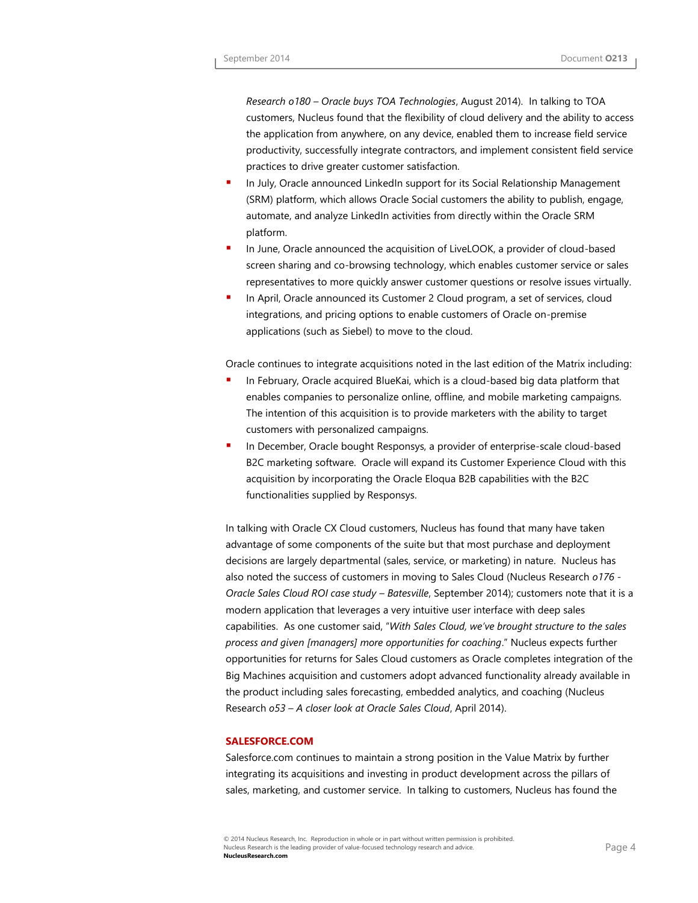Research *o180 – Oracle buys TOA Technologies*, August 2014). In talking to TOA customers, Nucleus found that the flexibility of cloud delivery and the ability to access the application from anywhere, on any device, enabled them to increase field service productivity, successfully integrate contractors, and implement consistent field service practices to drive greater customer satisfaction.

- In July, Oracle announced LinkedIn support for its Social Relationship Management (SRM) platform, which allows Oracle Social customers the ability to publish, engage, automate, and analyze LinkedIn activities from directly within the Oracle SRM platform.
- In June, Oracle announced the acquisition of LiveLOOK, a provider of cloud-based screen sharing and co-browsing technology, which enables customer service or sales representatives to more quickly answer customer questions or resolve issues virtually.
- In April, Oracle announced its Customer 2 Cloud program, a set of services, cloud integrations, and pricing options to enable customers of Oracle on-premise applications (such as Siebel) to move to the cloud.

Oracle continues to integrate acquisitions noted in the last edition of the Matrix including:

- In February, Oracle acquired BlueKai, which is a cloud-based big data platform that enables companies to personalize online, offline, and mobile marketing campaigns. The intention of this acquisition is to provide marketers with the ability to target customers with personalized campaigns.
- In December, Oracle bought Responsys, a provider of enterprise-scale cloud-based B2C marketing software. Oracle will expand its Customer Experience Cloud with this acquisition by incorporating the Oracle Eloqua B2B capabilities with the B2C functionalities supplied by Responsys.

In talking with Oracle CX Cloud customers, Nucleus has found that many have taken advantage of some components of the suite but that most purchase and deployment decisions are largely departmental (sales, service, or marketing) in nature. Nucleus has also noted the success of customers in moving to Sales Cloud (Nucleus Research *o176 - Oracle Sales Cloud ROI case study – Batesville*, September 2014); customers note that it is a modern application that leverages a very intuitive user interface with deep sales capabilities. As one customer said, "*With Sales Cloud, we've brought structure to the sales process and given [managers] more opportunities for coaching*." Nucleus expects further opportunities for returns for Sales Cloud customers as Oracle completes integration of the Big Machines acquisition and customers adopt advanced functionality already available in the product including sales forecasting, embedded analytics, and coaching (Nucleus Research *o53 – A closer look at Oracle Sales Cloud*, April 2014).

## SALESFORCE.COM

Salesforce.com continues to maintain a strong position in the Value Matrix by further integrating its acquisitions and investing in product development across the pillars of sales, marketing, and customer service. In talking to customers, Nucleus has found the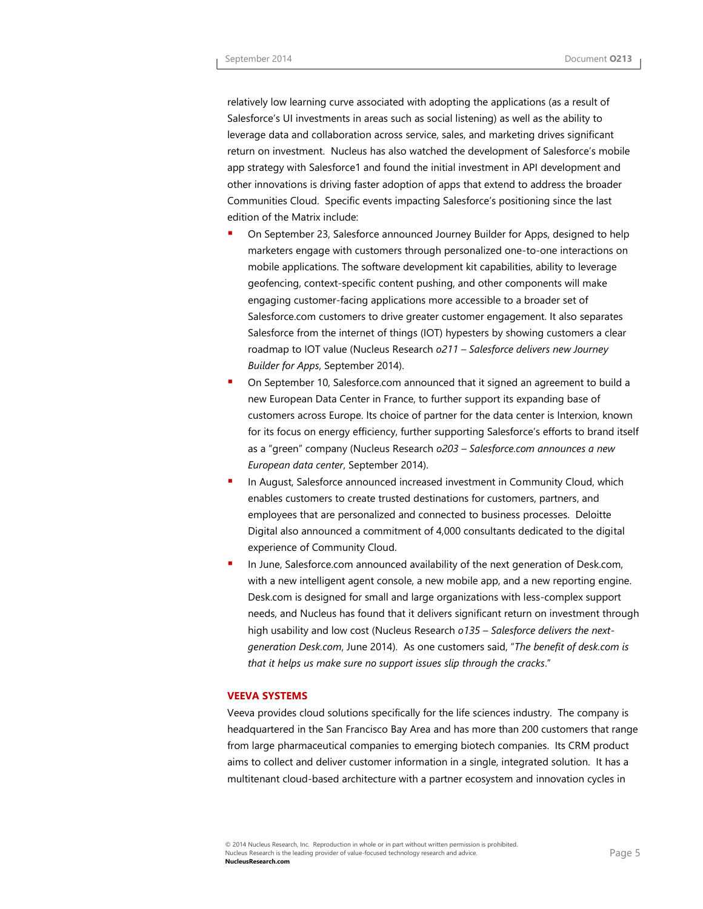relatively low learning curve associated with adopting the applications (as a result of Salesforce's UI investments in areas such as social listening) as well as the ability to leverage data and collaboration across service, sales, and marketing drives significant return on investment. Nucleus has also watched the development of Salesforce's mobile app strategy with Salesforce1 and found the initial investment in API development and other innovations is driving faster adoption of apps that extend to address the broader Communities Cloud. Specific events impacting Salesforce's positioning since the last edition of the Matrix include:

- On September 23, Salesforce announced Journey Builder for Apps, designed to help marketers engage with customers through personalized one-to-one interactions on mobile applications. The software development kit capabilities, ability to leverage geofencing, context-specific content pushing, and other components will make engaging customer-facing applications more accessible to a broader set of Salesforce.com customers to drive greater customer engagement. It also separates Salesforce from the internet of things (IOT) hypesters by showing customers a clear roadmap to IOT value (Nucleus Research *o211 – Salesforce delivers new Journey Builder for Apps*, September 2014).
- On September 10, Salesforce.com announced that it signed an agreement to build a new European Data Center in France, to further support its expanding base of customers across Europe. Its choice of partner for the data center is Interxion, known for its focus on energy efficiency, further supporting Salesforce's efforts to brand itself as a "green" company (Nucleus Research *o203 – Salesforce.com announces a new European data center*, September 2014).
- In August, Salesforce announced increased investment in Community Cloud, which enables customers to create trusted destinations for customers, partners, and employees that are personalized and connected to business processes. Deloitte Digital also announced a commitment of 4,000 consultants dedicated to the digital experience of Community Cloud.
- In June, Salesforce.com announced availability of the next generation of Desk.com, with a new intelligent agent console, a new mobile app, and a new reporting engine. Desk.com is designed for small and large organizations with less-complex support needs, and Nucleus has found that it delivers significant return on investment through high usability and low cost (Nucleus Research *o135 – Salesforce delivers the next-generation Desk.com*, June 2014). As one customers said, "*The benefit of desk.com is that it helps us make sure no support issues slip through the cracks*."

### VEEVA SYSTEMS

Veeva provides cloud solutions specifically for the life sciences industry. The company is headquartered in the San Francisco Bay Area and has more than 200 customers that range from large pharmaceutical companies to emerging biotech companies. Its CRM product aims to collect and deliver customer information in a single, integrated solution. It has a multitenant cloud-based architecture with a partner ecosystem and innovation cycles in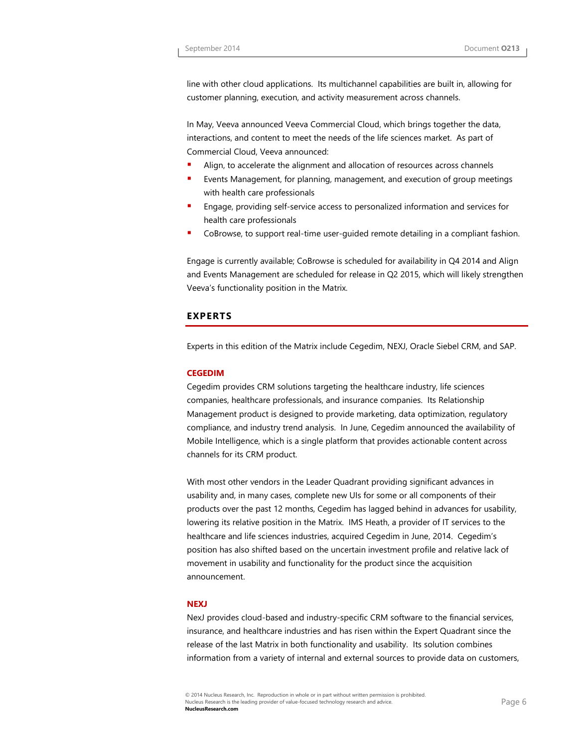line with other cloud applications. Its multichannel capabilities are built in, allowing for customer planning, execution, and activity measurement across channels.

In May, Veeva announced Veeva Commercial Cloud, which brings together the data, interactions, and content to meet the needs of the life sciences market. As part of Commercial Cloud, Veeva announced:

- Align, to accelerate the alignment and allocation of resources across channels
- Events Management, for planning, management, and execution of group meetings with health care professionals
- Engage, providing self-service access to personalized information and services for health care professionals
- CoBrowse, to support real-time user-guided remote detailing in a compliant fashion.

Engage is currently available; CoBrowse is scheduled for availability in Q4 2014 and Align and Events Management are scheduled for release in Q2 2015, which will likely strengthen Veeva's functionality position in the Matrix.

## EXPERTS

Experts in this edition of the Matrix include Cegedim, NEXJ, Oracle Siebel CRM, and SAP.

### CEGEDIM

Cegedim provides CRM solutions targeting the healthcare industry, life sciences companies, healthcare professionals, and insurance companies. Its Relationship Management product is designed to provide marketing, data optimization, regulatory compliance, and industry trend analysis. In June, Cegedim announced the availability of Mobile Intelligence, which is a single platform that provides actionable content across channels for its CRM product.

With most other vendors in the Leader Quadrant providing significant advances in usability and, in many cases, complete new UIs for some or all components of their products over the past 12 months, Cegedim has lagged behind in advances for usability, lowering its relative position in the Matrix. IMS Heath, a provider of IT services to the healthcare and life sciences industries, acquired Cegedim in June, 2014. Cegedim's position has also shifted based on the uncertain investment profile and relative lack of movement in usability and functionality for the product since the acquisition announcement.

### NEXJ

NexJ provides cloud-based and industry-specific CRM software to the financial services, insurance, and healthcare industries and has risen within the Expert Quadrant since the release of the last Matrix in both functionality and usability. Its solution combines information from a variety of internal and external sources to provide data on customers,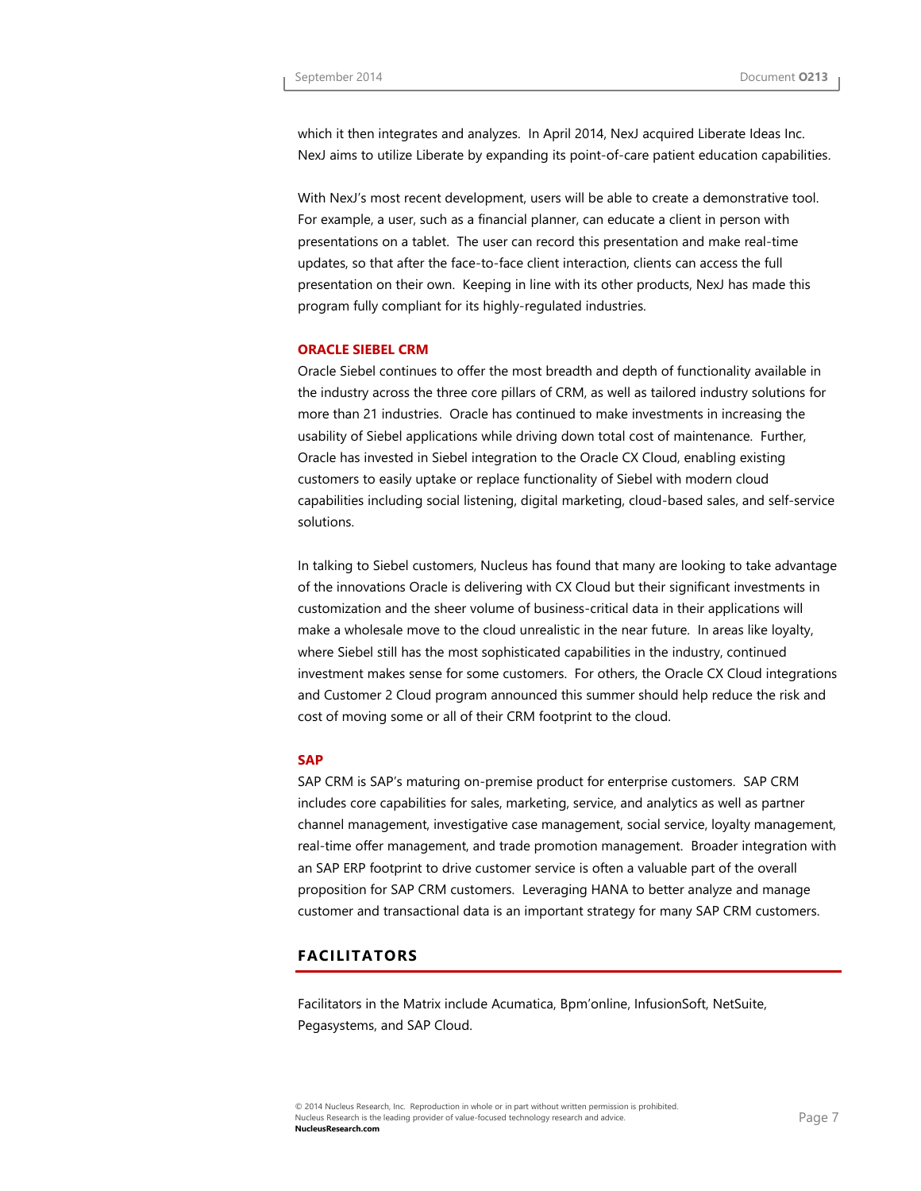which it then integrates and analyzes. In April 2014, NexJ acquired Liberate Ideas Inc. NexJ aims to utilize Liberate by expanding its point-of-care patient education capabilities.

With NexJ's most recent development, users will be able to create a demonstrative tool. For example, a user, such as a financial planner, can educate a client in person with presentations on a tablet. The user can record this presentation and make real-time updates, so that after the face-to-face client interaction, clients can access the full presentation on their own. Keeping in line with its other products, NexJ has made this program fully compliant for its highly-regulated industries.

### ORACLE SIEBEL CRM

Oracle Siebel continues to offer the most breadth and depth of functionality available in the industry across the three core pillars of CRM, as well as tailored industry solutions for more than 21 industries. Oracle has continued to make investments in increasing the usability of Siebel applications while driving down total cost of maintenance. Further, Oracle has invested in Siebel integration to the Oracle CX Cloud, enabling existing customers to easily uptake or replace functionality of Siebel with modern cloud capabilities including social listening, digital marketing, cloud-based sales, and self-service solutions.

In talking to Siebel customers, Nucleus has found that many are looking to take advantage of the innovations Oracle is delivering with CX Cloud but their significant investments in customization and the sheer volume of business-critical data in their applications will make a wholesale move to the cloud unrealistic in the near future. In areas like loyalty, where Siebel still has the most sophisticated capabilities in the industry, continued investment makes sense for some customers. For others, the Oracle CX Cloud integrations and Customer 2 Cloud program announced this summer should help reduce the risk and cost of moving some or all of their CRM footprint to the cloud.

### SAP

SAP CRM is SAP's maturing on-premise product for enterprise customers. SAP CRM includes core capabilities for sales, marketing, service, and analytics as well as partner channel management, investigative case management, social service, loyalty management, real-time offer management, and trade promotion management. Broader integration with an SAP ERP footprint to drive customer service is often a valuable part of the overall proposition for SAP CRM customers. Leveraging HANA to better analyze and manage customer and transactional data is an important strategy for many SAP CRM customers.

## FACILITATORS

Facilitators in the Matrix include Acumatica, Bpm'online, InfusionSoft, NetSuite, Pegasystems, and SAP Cloud.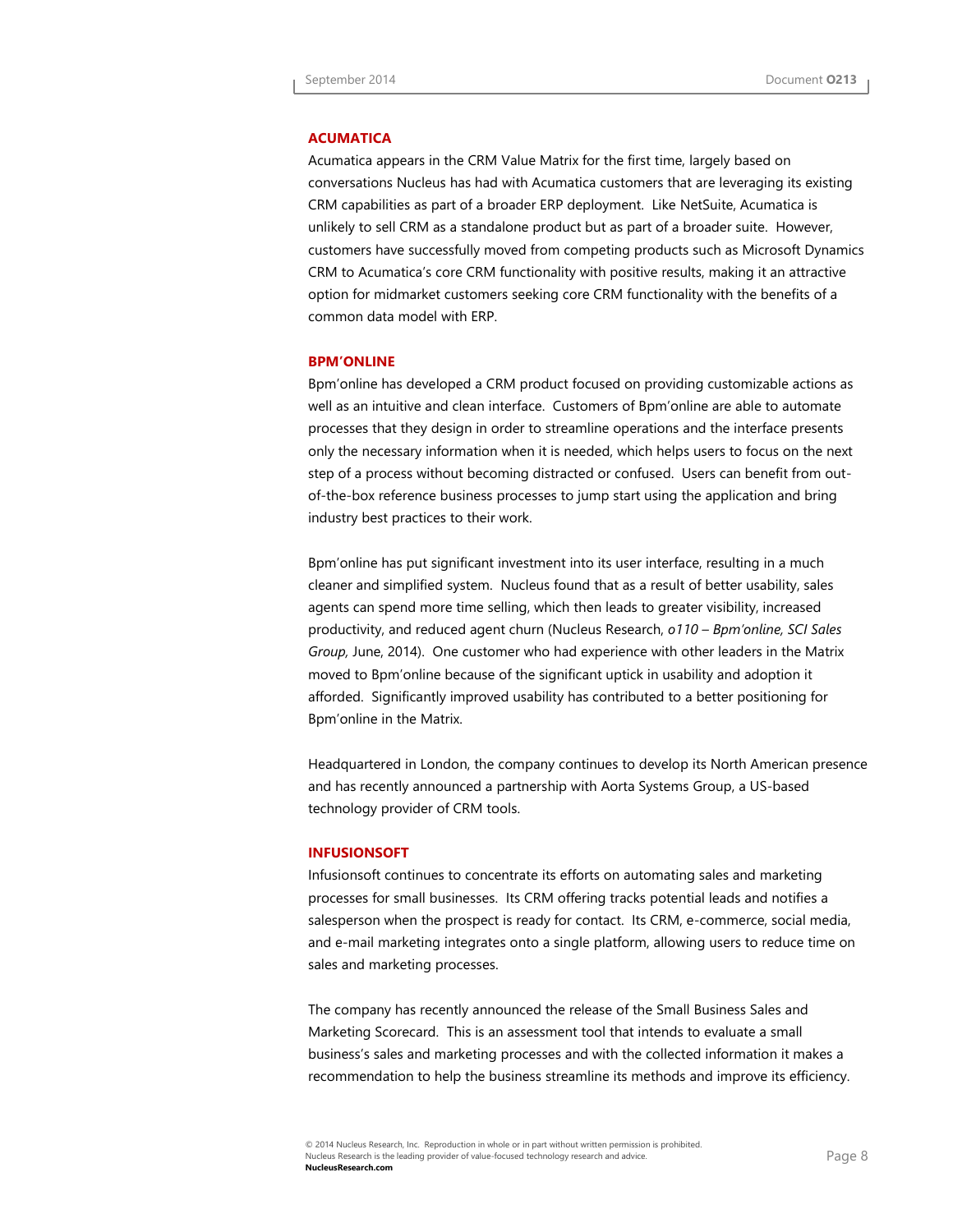### ACUMATICA

Acumatica appears in the CRM Value Matrix for the first time, largely based on conversations Nucleus has had with Acumatica customers that are leveraging its existing CRM capabilities as part of a broader ERP deployment. Like NetSuite, Acumatica is unlikely to sell CRM as a standalone product but as part of a broader suite. However, customers have successfully moved from competing products such as Microsoft Dynamics CRM to Acumatica's core CRM functionality with positive results, making it an attractive option for midmarket customers seeking core CRM functionality with the benefits of a common data model with ERP.

### BPM'ONLINE

Bpm'online has developed a CRM product focused on providing customizable actions as well as an intuitive and clean interface. Customers of Bpm'online are able to automate processes that they design in order to streamline operations and the interface presents only the necessary information when it is needed, which helps users to focus on the next step of a process without becoming distracted or confused. Users can benefit from out-of-the-box reference business processes to jump start using the application and bring industry best practices to their work.

Bpm'online has put significant investment into its user interface, resulting in a much cleaner and simplified system. Nucleus found that as a result of better usability, sales agents can spend more time selling, which then leads to greater visibility, increased productivity, and reduced agent churn (Nucleus Research, *o110 – Bpm'online, SCI Sales Group,* June, 2014). One customer who had experience with other leaders in the Matrix moved to Bpm'online because of the significant uptick in usability and adoption it afforded. Significantly improved usability has contributed to a better positioning for Bpm'online in the Matrix.

Headquartered in London, the company continues to develop its North American presence and has recently announced a partnership with Aorta Systems Group, a US-based technology provider of CRM tools.

### INFUSIONSOFT

Infusionsoft continues to concentrate its efforts on automating sales and marketing processes for small businesses. Its CRM offering tracks potential leads and notifies a salesperson when the prospect is ready for contact. Its CRM, e-commerce, social media, and e-mail marketing integrates onto a single platform, allowing users to reduce time on sales and marketing processes.

The company has recently announced the release of the Small Business Sales and Marketing Scorecard. This is an assessment tool that intends to evaluate a small business's sales and marketing processes and with the collected information it makes a recommendation to help the business streamline its methods and improve its efficiency.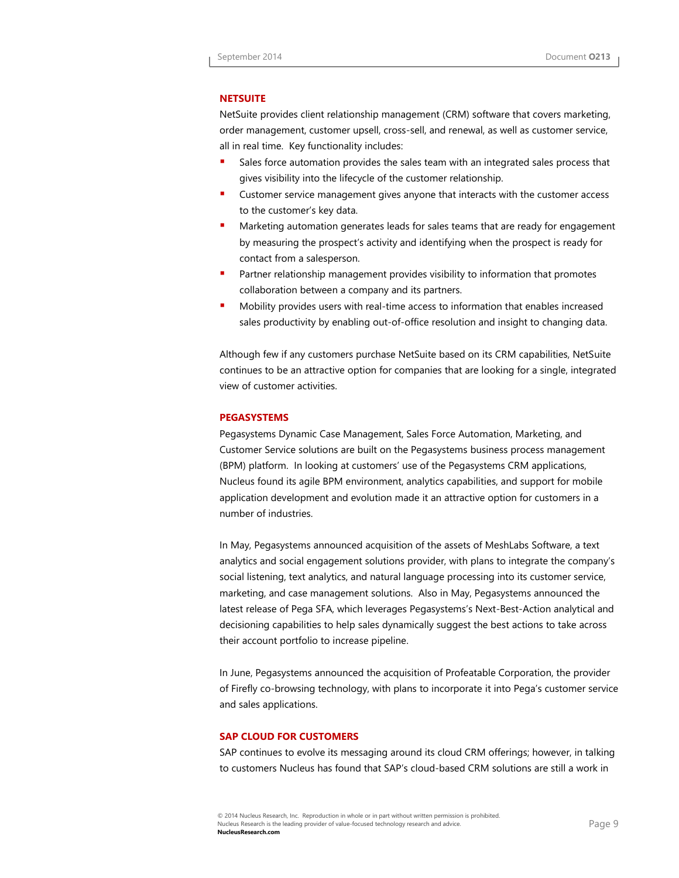### NETSUITE

NetSuite provides client relationship management (CRM) software that covers marketing, order management, customer upsell, cross-sell, and renewal, as well as customer service, all in real time. Key functionality includes:

- Sales force automation provides the sales team with an integrated sales process that gives visibility into the lifecycle of the customer relationship.
- Customer service management gives anyone that interacts with the customer access to the customer's key data.
- Marketing automation generates leads for sales teams that are ready for engagement by measuring the prospect's activity and identifying when the prospect is ready for contact from a salesperson.
- Partner relationship management provides visibility to information that promotes collaboration between a company and its partners.
- Mobility provides users with real-time access to information that enables increased sales productivity by enabling out-of-office resolution and insight to changing data.

Although few if any customers purchase NetSuite based on its CRM capabilities, NetSuite continues to be an attractive option for companies that are looking for a single, integrated view of customer activities.

### PEGASYSTEMS

Pegasystems Dynamic Case Management, Sales Force Automation, Marketing, and Customer Service solutions are built on the Pegasystems business process management (BPM) platform. In looking at customers' use of the Pegasystems CRM applications, Nucleus found its agile BPM environment, analytics capabilities, and support for mobile application development and evolution made it an attractive option for customers in a number of industries.

In May, Pegasystems announced acquisition of the assets of MeshLabs Software, a text analytics and social engagement solutions provider, with plans to integrate the company's social listening, text analytics, and natural language processing into its customer service, marketing, and case management solutions. Also in May, Pegasystems announced the latest release of Pega SFA, which leverages Pegasystems's Next-Best-Action analytical and decisioning capabilities to help sales dynamically suggest the best actions to take across their account portfolio to increase pipeline.

In June, Pegasystems announced the acquisition of Profeatable Corporation, the provider of Firefly co-browsing technology, with plans to incorporate it into Pega's customer service and sales applications.

### SAP CLOUD FOR CUSTOMERS

SAP continues to evolve its messaging around its cloud CRM offerings; however, in talking to customers Nucleus has found that SAP's cloud-based CRM solutions are still a work in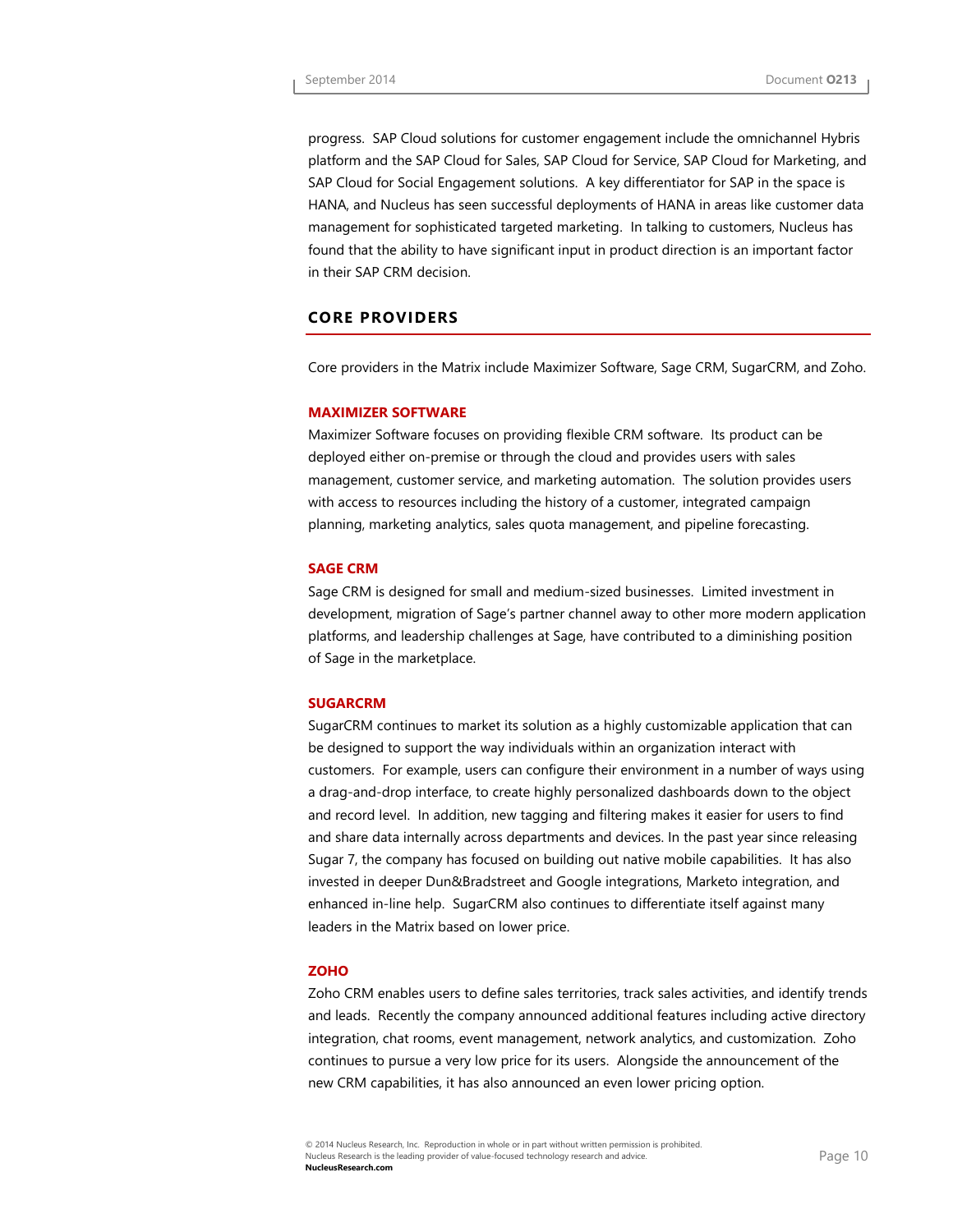progress. SAP Cloud solutions for customer engagement include the omnichannel Hybris platform and the SAP Cloud for Sales, SAP Cloud for Service, SAP Cloud for Marketing, and SAP Cloud for Social Engagement solutions. A key differentiator for SAP in the space is HANA, and Nucleus has seen successful deployments of HANA in areas like customer data management for sophisticated targeted marketing. In talking to customers, Nucleus has found that the ability to have significant input in product direction is an important factor in their SAP CRM decision.

## CORE PROVIDERS

Core providers in the Matrix include Maximizer Software, Sage CRM, SugarCRM, and Zoho.

### MAXIMIZER SOFTWARE

Maximizer Software focuses on providing flexible CRM software. Its product can be deployed either on-premise or through the cloud and provides users with sales management, customer service, and marketing automation. The solution provides users with access to resources including the history of a customer, integrated campaign planning, marketing analytics, sales quota management, and pipeline forecasting.

### SAGE CRM

Sage CRM is designed for small and medium-sized businesses. Limited investment in development, migration of Sage's partner channel away to other more modern application platforms, and leadership challenges at Sage, have contributed to a diminishing position of Sage in the marketplace.

### SUGARCRM

SugarCRM continues to market its solution as a highly customizable application that can be designed to support the way individuals within an organization interact with customers. For example, users can configure their environment in a number of ways using a drag-and-drop interface, to create highly personalized dashboards down to the object and record level. In addition, new tagging and filtering makes it easier for users to find and share data internally across departments and devices. In the past year since releasing Sugar 7, the company has focused on building out native mobile capabilities. It has also invested in deeper Dun&Bradstreet and Google integrations, Marketo integration, and enhanced in-line help. SugarCRM also continues to differentiate itself against many leaders in the Matrix based on lower price.

### ZOHO

Zoho CRM enables users to define sales territories, track sales activities, and identify trends and leads. Recently the company announced additional features including active directory integration, chat rooms, event management, network analytics, and customization. Zoho continues to pursue a very low price for its users. Alongside the announcement of the new CRM capabilities, it has also announced an even lower pricing option.